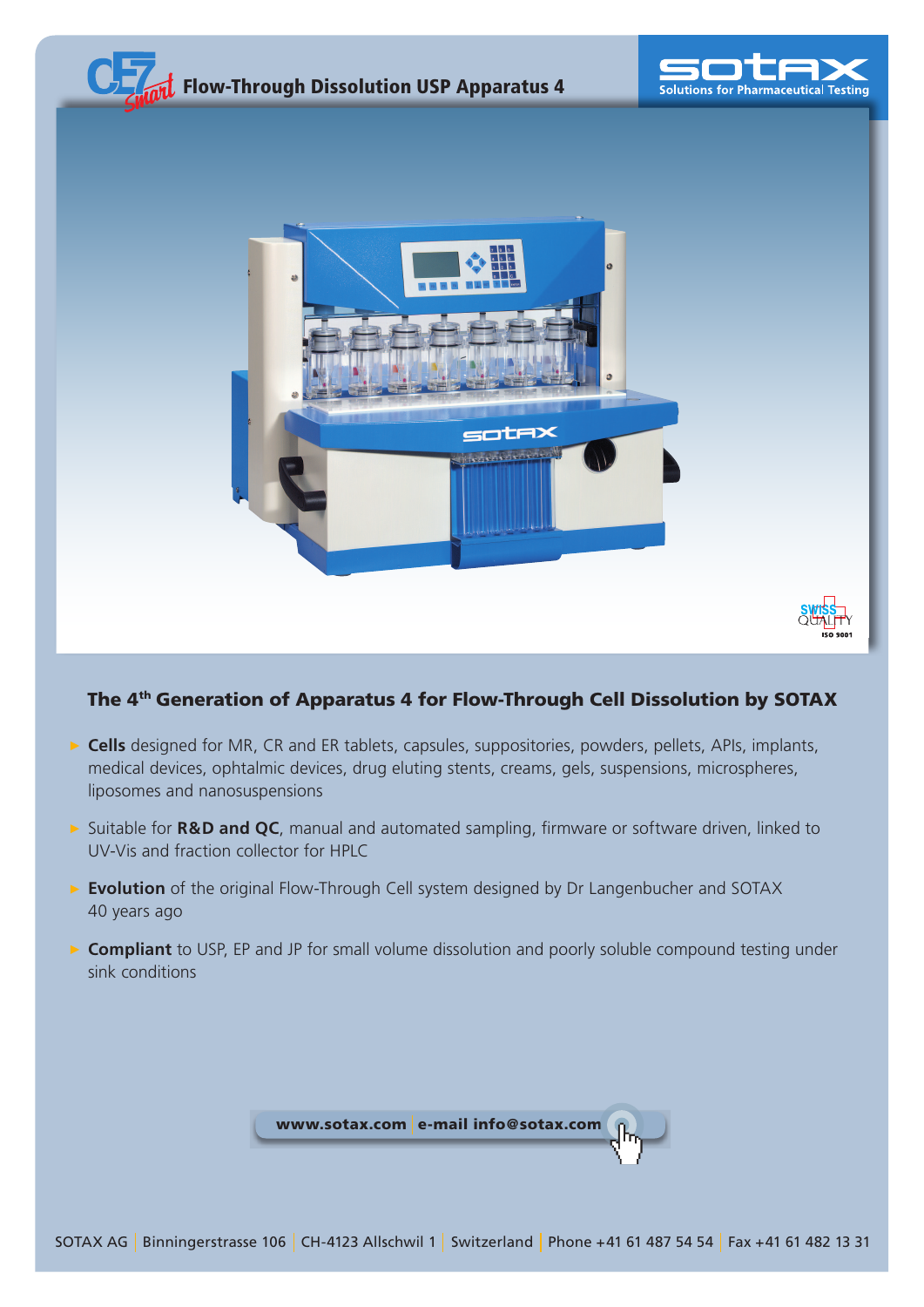# Flow-Through Dissolution USP Apparatus 4

SOTAX Solutions for Pharmaceutical Testing

## The 4th Generation of Apparatus 4 for Flow-Through Cell Dissolution by SOTAX

- **Cells** designed for MR, CR and ER tablets, capsules, suppositories, powders, pellets, APIs, implants, medical devices, ophtalmic devices, drug eluting stents, creams, gels, suspensions, microspheres, liposomes and nanosuspensions
- Suitable for **R&D and QC**, manual and automated sampling, firmware or software driven, linked to UV-Vis and fraction collector for HPLC
- **Evolution** of the original Flow-Through Cell system designed by Dr Langenbucher and SOTAX 40 years ago
- **Compliant** to USP, EP and JP for small volume dissolution and poorly soluble compound testing under sink conditions

**www.sotax.com e-mail info@sotax.com**

SOTAX AG | Binningerstrasse 106 | CH-4123 Allschwil 1 | Switzerland | Phone +41 61 487 54 54 | Fax +41 61 482 13 31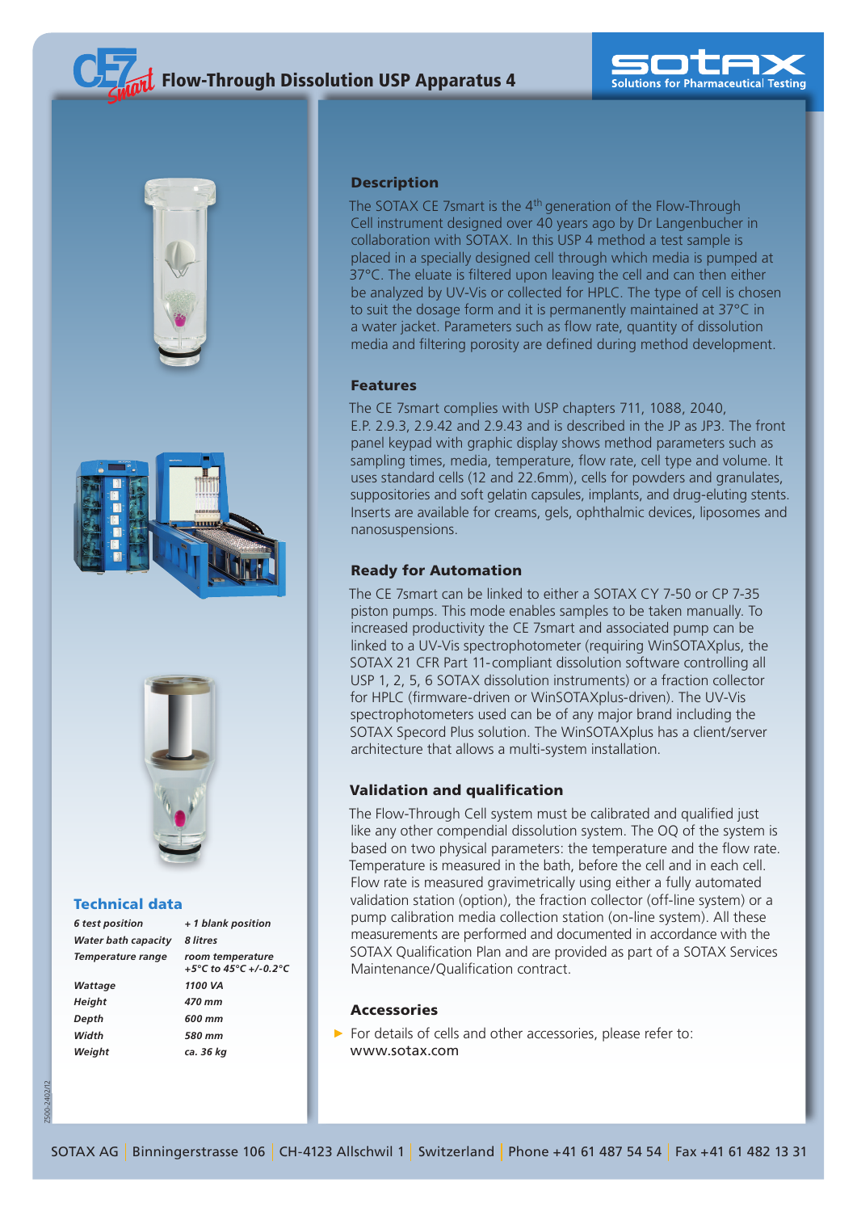# Flow-Through Dissolution USP Apparatus 4

sotax
Solutions for Pharmaceutical Testing

## Technical data

| | |
|---|---|
| *6 test position* | *+ 1 blank position* |
| *Water bath capacity* | *8 litres* |
| *Temperature range* | *room temperature +5°C to 45°C +/-0.2°C* |
| *Wattage* | *1100 VA* |
| *Height* | *470 mm* |
| *Depth* | *600 mm* |
| *Width* | *580 mm* |
| *Weight* | *ca. 36 kg* |

Z500-2402/12

## Description

The SOTAX CE 7smart is the 4th generation of the Flow-Through Cell instrument designed over 40 years ago by Dr Langenbucher in collaboration with SOTAX. In this USP 4 method a test sample is placed in a specially designed cell through which media is pumped at 37°C. The eluate is filtered upon leaving the cell and can then either be analyzed by UV-Vis or collected for HPLC. The type of cell is chosen to suit the dosage form and it is permanently maintained at 37°C in a water jacket. Parameters such as flow rate, quantity of dissolution media and filtering porosity are defined during method development.

## Features

The CE 7smart complies with USP chapters 711, 1088, 2040, E.P. 2.9.3, 2.9.42 and 2.9.43 and is described in the JP as JP3. The front panel keypad with graphic display shows method parameters such as sampling times, media, temperature, flow rate, cell type and volume. It uses standard cells (12 and 22.6mm), cells for powders and granulates, suppositories and soft gelatin capsules, implants, and drug-eluting stents. Inserts are available for creams, gels, ophthalmic devices, liposomes and nanosuspensions.

## Ready for Automation

The CE 7smart can be linked to either a SOTAX CY 7-50 or CP 7-35 piston pumps. This mode enables samples to be taken manually. To increased productivity the CE 7smart and associated pump can be linked to a UV-Vis spectrophotometer (requiring WinSOTAXplus, the SOTAX 21 CFR Part 11-compliant dissolution software controlling all USP 1, 2, 5, 6 SOTAX dissolution instruments) or a fraction collector for HPLC (firmware-driven or WinSOTAXplus-driven). The UV-Vis spectrophotometers used can be of any major brand including the SOTAX Specord Plus solution. The WinSOTAXplus has a client/server architecture that allows a multi-system installation.

## Validation and qualification

The Flow-Through Cell system must be calibrated and qualified just like any other compendial dissolution system. The OQ of the system is based on two physical parameters: the temperature and the flow rate. Temperature is measured in the bath, before the cell and in each cell. Flow rate is measured gravimetrically using either a fully automated validation station (option), the fraction collector (off-line system) or a pump calibration media collection station (on-line system). All these measurements are performed and documented in accordance with the SOTAX Qualification Plan and are provided as part of a SOTAX Services Maintenance/Qualification contract.

## Accessories

- For details of cells and other accessories, please refer to: www.sotax.com

SOTAX AG | Binningerstrasse 106 | CH-4123 Allschwil 1 | Switzerland | Phone +41 61 487 54 54 | Fax +41 61 482 13 31